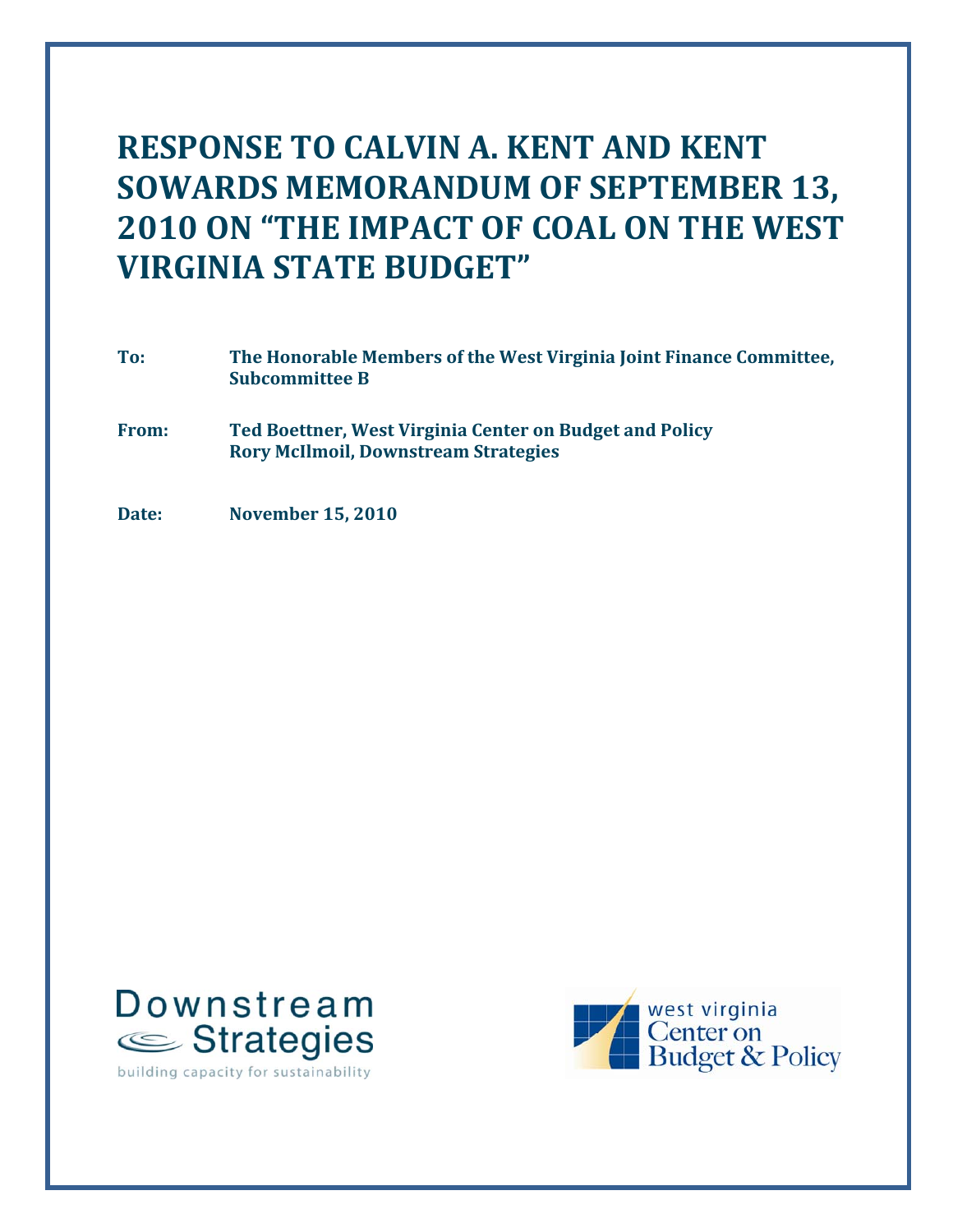# RESPONSE TO CALVIN A. KENT AND KENT SOWARDS MEMORANDUM OF SEPTEMBER 13, 2010 ON "THE IMPACT OF COAL ON THE WEST VIRGINIA STATE BUDGET"

**To:** **The Honorable Members of the West Virginia Joint Finance Committee, Subcommittee B**

**From:** **Ted Boettner, West Virginia Center on Budget and Policy**
**Rory McIlmoil, Downstream Strategies**

**Date:** **November 15, 2010**

Downstream Strategies
building capacity for sustainability

west virginia Center on Budget & Policy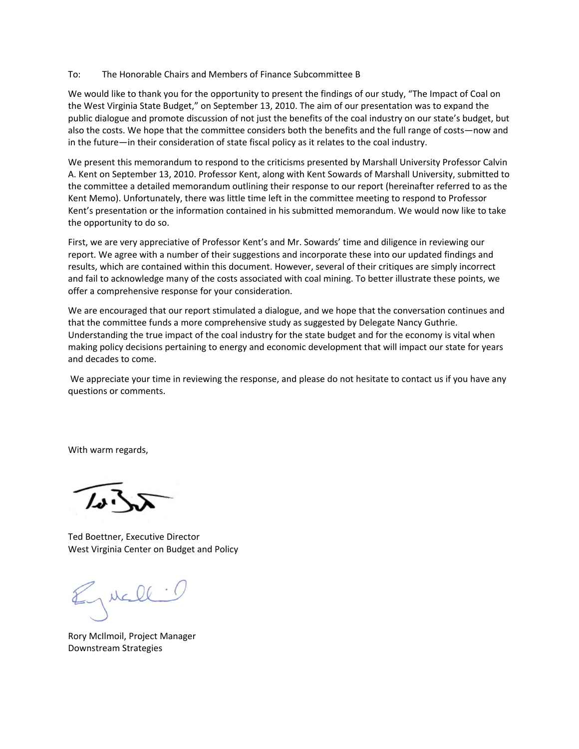To: The Honorable Chairs and Members of Finance Subcommittee B

We would like to thank you for the opportunity to present the findings of our study, "The Impact of Coal on the West Virginia State Budget," on September 13, 2010. The aim of our presentation was to expand the public dialogue and promote discussion of not just the benefits of the coal industry on our state's budget, but also the costs. We hope that the committee considers both the benefits and the full range of costs—now and in the future—in their consideration of state fiscal policy as it relates to the coal industry.

We present this memorandum to respond to the criticisms presented by Marshall University Professor Calvin A. Kent on September 13, 2010. Professor Kent, along with Kent Sowards of Marshall University, submitted to the committee a detailed memorandum outlining their response to our report (hereinafter referred to as the Kent Memo). Unfortunately, there was little time left in the committee meeting to respond to Professor Kent's presentation or the information contained in his submitted memorandum. We would now like to take the opportunity to do so.

First, we are very appreciative of Professor Kent's and Mr. Sowards' time and diligence in reviewing our report. We agree with a number of their suggestions and incorporate these into our updated findings and results, which are contained within this document. However, several of their critiques are simply incorrect and fail to acknowledge many of the costs associated with coal mining. To better illustrate these points, we offer a comprehensive response for your consideration.

We are encouraged that our report stimulated a dialogue, and we hope that the conversation continues and that the committee funds a more comprehensive study as suggested by Delegate Nancy Guthrie. Understanding the true impact of the coal industry for the state budget and for the economy is vital when making policy decisions pertaining to energy and economic development that will impact our state for years and decades to come.

We appreciate your time in reviewing the response, and please do not hesitate to contact us if you have any questions or comments.

With warm regards,

Ted Boettner, Executive Director
West Virginia Center on Budget and Policy

Rory McIlmoil, Project Manager
Downstream Strategies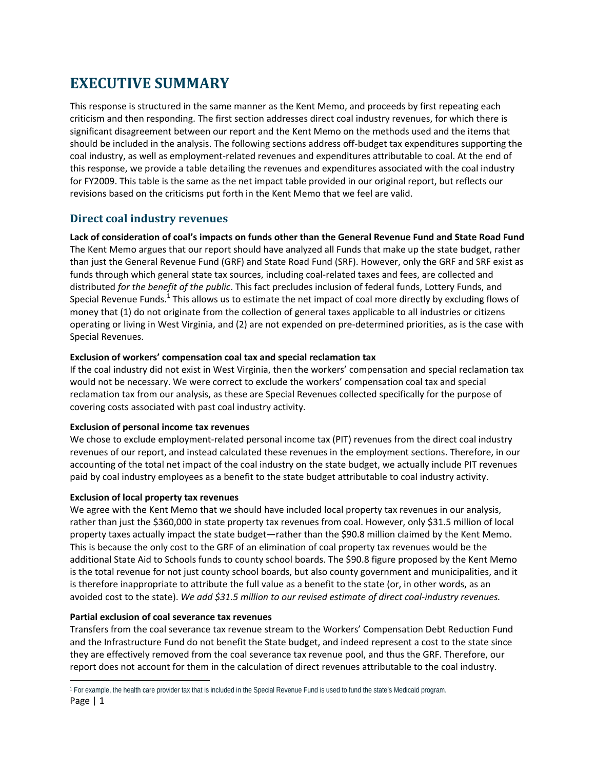# EXECUTIVE SUMMARY

This response is structured in the same manner as the Kent Memo, and proceeds by first repeating each criticism and then responding. The first section addresses direct coal industry revenues, for which there is significant disagreement between our report and the Kent Memo on the methods used and the items that should be included in the analysis. The following sections address off-budget tax expenditures supporting the coal industry, as well as employment-related revenues and expenditures attributable to coal. At the end of this response, we provide a table detailing the revenues and expenditures associated with the coal industry for FY2009. This table is the same as the net impact table provided in our original report, but reflects our revisions based on the criticisms put forth in the Kent Memo that we feel are valid.

## Direct coal industry revenues

**Lack of consideration of coal's impacts on funds other than the General Revenue Fund and State Road Fund**
The Kent Memo argues that our report should have analyzed all Funds that make up the state budget, rather than just the General Revenue Fund (GRF) and State Road Fund (SRF). However, only the GRF and SRF exist as funds through which general state tax sources, including coal-related taxes and fees, are collected and distributed *for the benefit of the public*. This fact precludes inclusion of federal funds, Lottery Funds, and Special Revenue Funds.[1] This allows us to estimate the net impact of coal more directly by excluding flows of money that (1) do not originate from the collection of general taxes applicable to all industries or citizens operating or living in West Virginia, and (2) are not expended on pre-determined priorities, as is the case with Special Revenues.

**Exclusion of workers' compensation coal tax and special reclamation tax**
If the coal industry did not exist in West Virginia, then the workers' compensation and special reclamation tax would not be necessary. We were correct to exclude the workers' compensation coal tax and special reclamation tax from our analysis, as these are Special Revenues collected specifically for the purpose of covering costs associated with past coal industry activity.

**Exclusion of personal income tax revenues**
We chose to exclude employment-related personal income tax (PIT) revenues from the direct coal industry revenues of our report, and instead calculated these revenues in the employment sections. Therefore, in our accounting of the total net impact of the coal industry on the state budget, we actually include PIT revenues paid by coal industry employees as a benefit to the state budget attributable to coal industry activity.

**Exclusion of local property tax revenues**
We agree with the Kent Memo that we should have included local property tax revenues in our analysis, rather than just the $360,000 in state property tax revenues from coal. However, only $31.5 million of local property taxes actually impact the state budget—rather than the $90.8 million claimed by the Kent Memo. This is because the only cost to the GRF of an elimination of coal property tax revenues would be the additional State Aid to Schools funds to county school boards. The $90.8 figure proposed by the Kent Memo is the total revenue for not just county school boards, but also county government and municipalities, and it is therefore inappropriate to attribute the full value as a benefit to the state (or, in other words, as an avoided cost to the state). *We add $31.5 million to our revised estimate of direct coal-industry revenues.*

**Partial exclusion of coal severance tax revenues**
Transfers from the coal severance tax revenue stream to the Workers' Compensation Debt Reduction Fund and the Infrastructure Fund do not benefit the State budget, and indeed represent a cost to the state since they are effectively removed from the coal severance tax revenue pool, and thus the GRF. Therefore, our report does not account for them in the calculation of direct revenues attributable to the coal industry.

[1] For example, the health care provider tax that is included in the Special Revenue Fund is used to fund the state's Medicaid program.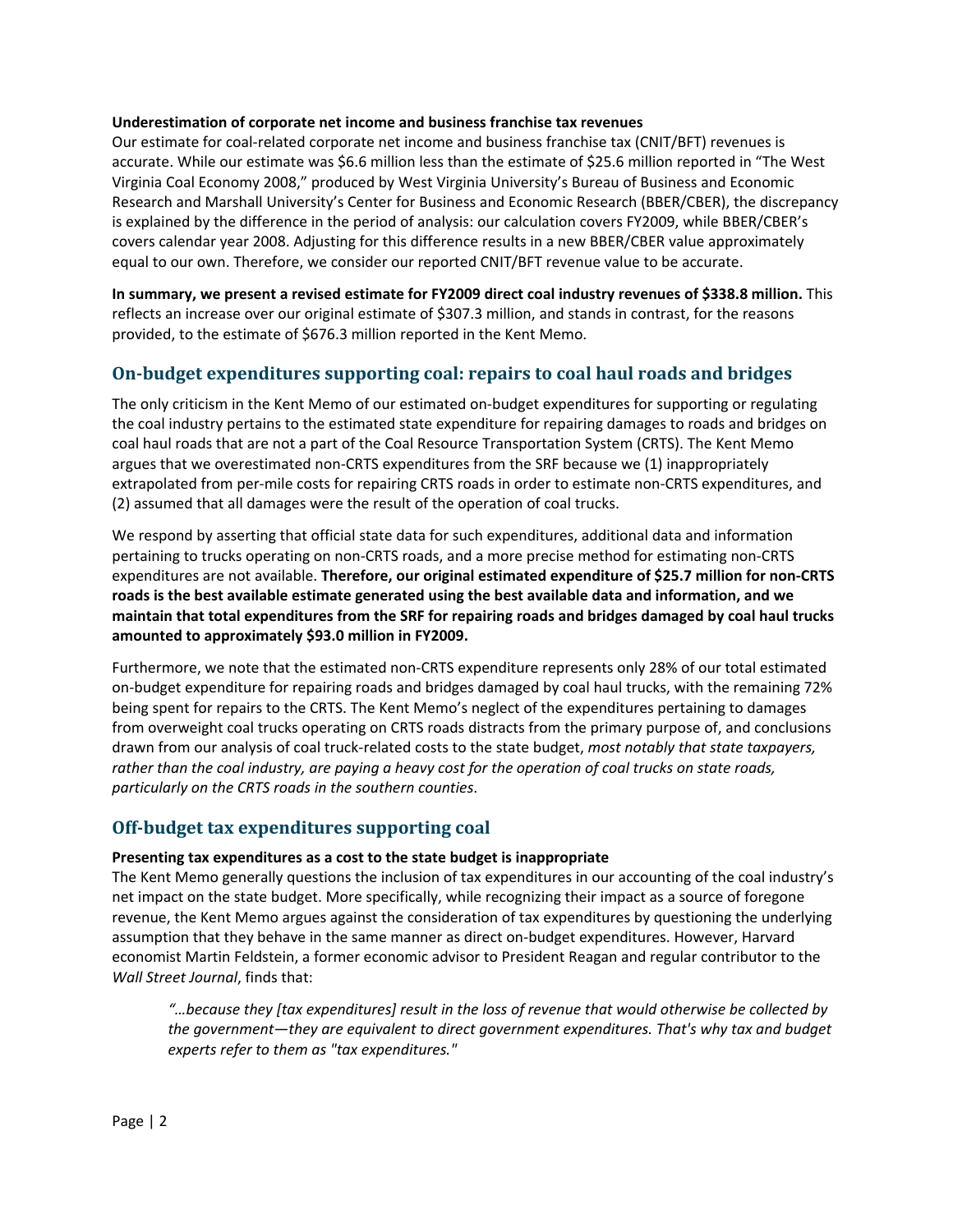**Underestimation of corporate net income and business franchise tax revenues**

Our estimate for coal-related corporate net income and business franchise tax (CNIT/BFT) revenues is accurate. While our estimate was $6.6 million less than the estimate of $25.6 million reported in "The West Virginia Coal Economy 2008," produced by West Virginia University's Bureau of Business and Economic Research and Marshall University's Center for Business and Economic Research (BBER/CBER), the discrepancy is explained by the difference in the period of analysis: our calculation covers FY2009, while BBER/CBER's covers calendar year 2008. Adjusting for this difference results in a new BBER/CBER value approximately equal to our own. Therefore, we consider our reported CNIT/BFT revenue value to be accurate.

**In summary, we present a revised estimate for FY2009 direct coal industry revenues of $338.8 million.** This reflects an increase over our original estimate of $307.3 million, and stands in contrast, for the reasons provided, to the estimate of $676.3 million reported in the Kent Memo.

## On-budget expenditures supporting coal: repairs to coal haul roads and bridges

The only criticism in the Kent Memo of our estimated on-budget expenditures for supporting or regulating the coal industry pertains to the estimated state expenditure for repairing damages to roads and bridges on coal haul roads that are not a part of the Coal Resource Transportation System (CRTS). The Kent Memo argues that we overestimated non-CRTS expenditures from the SRF because we (1) inappropriately extrapolated from per-mile costs for repairing CRTS roads in order to estimate non-CRTS expenditures, and (2) assumed that all damages were the result of the operation of coal trucks.

We respond by asserting that official state data for such expenditures, additional data and information pertaining to trucks operating on non-CRTS roads, and a more precise method for estimating non-CRTS expenditures are not available. **Therefore, our original estimated expenditure of $25.7 million for non-CRTS roads is the best available estimate generated using the best available data and information, and we maintain that total expenditures from the SRF for repairing roads and bridges damaged by coal haul trucks amounted to approximately $93.0 million in FY2009.**

Furthermore, we note that the estimated non-CRTS expenditure represents only 28% of our total estimated on-budget expenditure for repairing roads and bridges damaged by coal haul trucks, with the remaining 72% being spent for repairs to the CRTS. The Kent Memo's neglect of the expenditures pertaining to damages from overweight coal trucks operating on CRTS roads distracts from the primary purpose of, and conclusions drawn from our analysis of coal truck-related costs to the state budget, *most notably that state taxpayers, rather than the coal industry, are paying a heavy cost for the operation of coal trucks on state roads, particularly on the CRTS roads in the southern counties*.

## Off-budget tax expenditures supporting coal

**Presenting tax expenditures as a cost to the state budget is inappropriate**

The Kent Memo generally questions the inclusion of tax expenditures in our accounting of the coal industry's net impact on the state budget. More specifically, while recognizing their impact as a source of foregone revenue, the Kent Memo argues against the consideration of tax expenditures by questioning the underlying assumption that they behave in the same manner as direct on-budget expenditures. However, Harvard economist Martin Feldstein, a former economic advisor to President Reagan and regular contributor to the *Wall Street Journal*, finds that:

> *"…because they [tax expenditures] result in the loss of revenue that would otherwise be collected by the government—they are equivalent to direct government expenditures. That's why tax and budget experts refer to them as "tax expenditures."*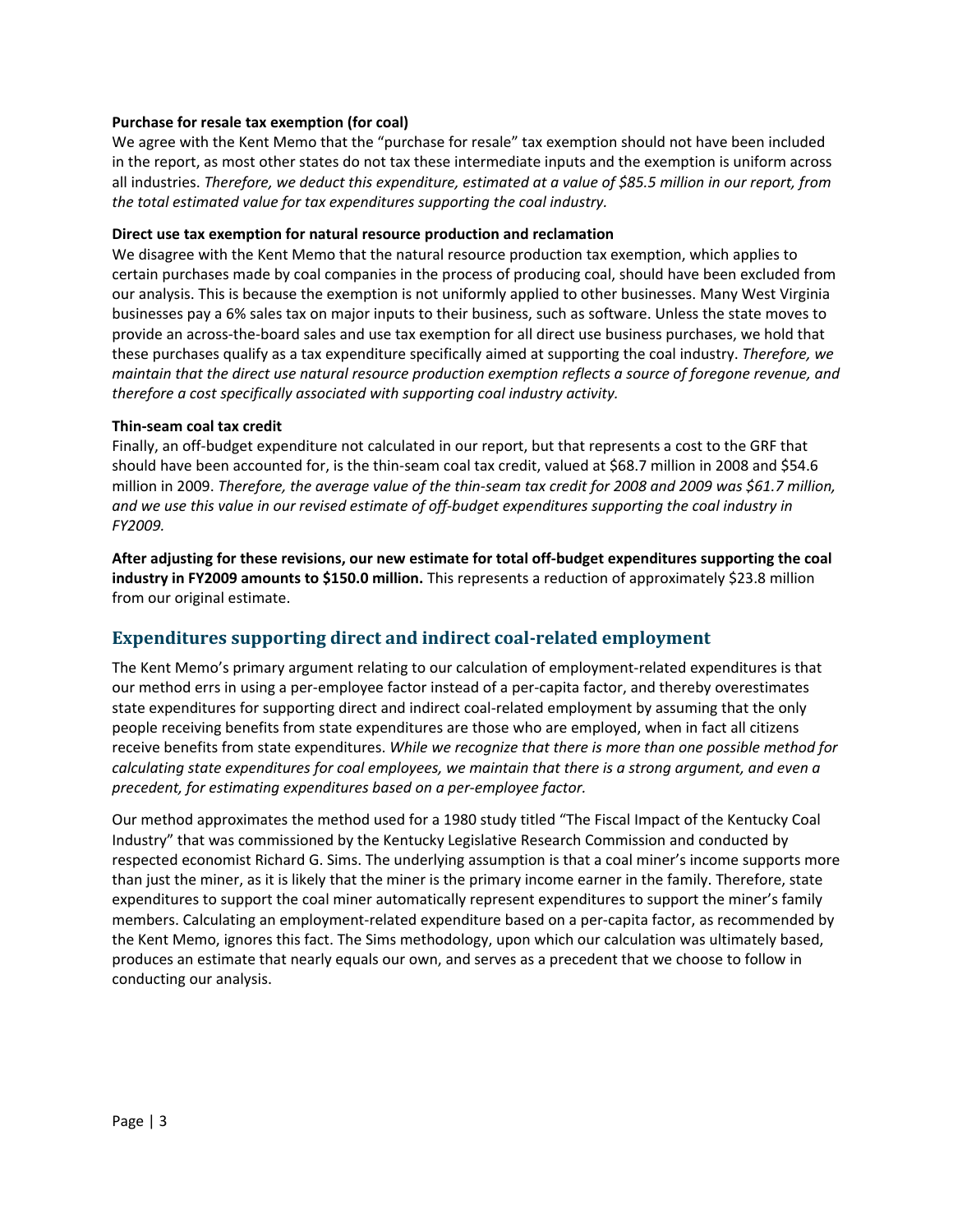**Purchase for resale tax exemption (for coal)**

We agree with the Kent Memo that the "purchase for resale" tax exemption should not have been included in the report, as most other states do not tax these intermediate inputs and the exemption is uniform across all industries. *Therefore, we deduct this expenditure, estimated at a value of $85.5 million in our report, from the total estimated value for tax expenditures supporting the coal industry.*

**Direct use tax exemption for natural resource production and reclamation**

We disagree with the Kent Memo that the natural resource production tax exemption, which applies to certain purchases made by coal companies in the process of producing coal, should have been excluded from our analysis. This is because the exemption is not uniformly applied to other businesses. Many West Virginia businesses pay a 6% sales tax on major inputs to their business, such as software. Unless the state moves to provide an across-the-board sales and use tax exemption for all direct use business purchases, we hold that these purchases qualify as a tax expenditure specifically aimed at supporting the coal industry. *Therefore, we maintain that the direct use natural resource production exemption reflects a source of foregone revenue, and therefore a cost specifically associated with supporting coal industry activity.*

**Thin-seam coal tax credit**

Finally, an off-budget expenditure not calculated in our report, but that represents a cost to the GRF that should have been accounted for, is the thin-seam coal tax credit, valued at $68.7 million in 2008 and $54.6 million in 2009. *Therefore, the average value of the thin-seam tax credit for 2008 and 2009 was $61.7 million, and we use this value in our revised estimate of off-budget expenditures supporting the coal industry in FY2009.*

**After adjusting for these revisions, our new estimate for total off-budget expenditures supporting the coal industry in FY2009 amounts to $150.0 million.** This represents a reduction of approximately $23.8 million from our original estimate.

## Expenditures supporting direct and indirect coal-related employment

The Kent Memo's primary argument relating to our calculation of employment-related expenditures is that our method errs in using a per-employee factor instead of a per-capita factor, and thereby overestimates state expenditures for supporting direct and indirect coal-related employment by assuming that the only people receiving benefits from state expenditures are those who are employed, when in fact all citizens receive benefits from state expenditures. *While we recognize that there is more than one possible method for calculating state expenditures for coal employees, we maintain that there is a strong argument, and even a precedent, for estimating expenditures based on a per-employee factor.*

Our method approximates the method used for a 1980 study titled "The Fiscal Impact of the Kentucky Coal Industry" that was commissioned by the Kentucky Legislative Research Commission and conducted by respected economist Richard G. Sims. The underlying assumption is that a coal miner's income supports more than just the miner, as it is likely that the miner is the primary income earner in the family. Therefore, state expenditures to support the coal miner automatically represent expenditures to support the miner's family members. Calculating an employment-related expenditure based on a per-capita factor, as recommended by the Kent Memo, ignores this fact. The Sims methodology, upon which our calculation was ultimately based, produces an estimate that nearly equals our own, and serves as a precedent that we choose to follow in conducting our analysis.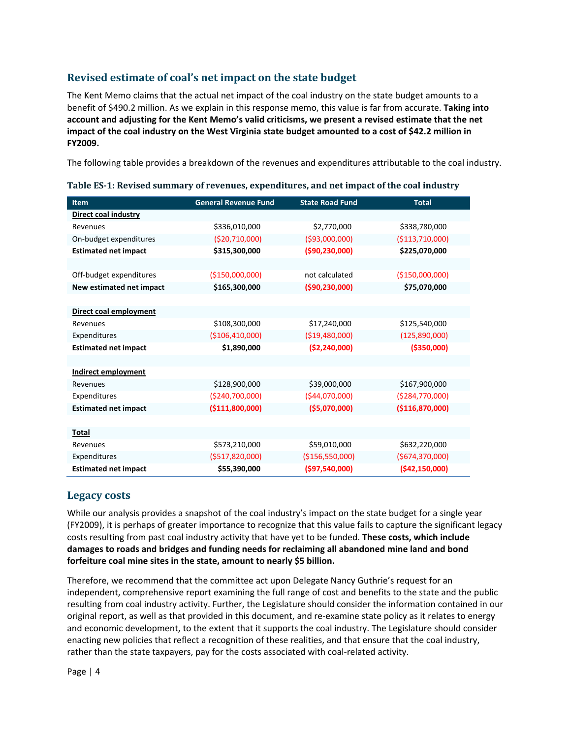## Revised estimate of coal's net impact on the state budget

The Kent Memo claims that the actual net impact of the coal industry on the state budget amounts to a benefit of $490.2 million. As we explain in this response memo, this value is far from accurate. **Taking into account and adjusting for the Kent Memo's valid criticisms, we present a revised estimate that the net impact of the coal industry on the West Virginia state budget amounted to a cost of $42.2 million in FY2009.**

The following table provides a breakdown of the revenues and expenditures attributable to the coal industry.

**Table ES-1: Revised summary of revenues, expenditures, and net impact of the coal industry**

| Item | General Revenue Fund | State Road Fund | Total |
|---|---|---|---|
| **Direct coal industry** | | | |
| Revenues | $336,010,000 | $2,770,000 | $338,780,000 |
| On-budget expenditures | ($20,710,000) | ($93,000,000) | ($113,710,000) |
| **Estimated net impact** | **$315,300,000** | **($90,230,000)** | **$225,070,000** |
| | | | |
| Off-budget expenditures | ($150,000,000) | not calculated | ($150,000,000) |
| **New estimated net impact** | **$165,300,000** | **($90,230,000)** | **$75,070,000** |
| | | | |
| **Direct coal employment** | | | |
| Revenues | $108,300,000 | $17,240,000 | $125,540,000 |
| Expenditures | ($106,410,000) | ($19,480,000) | (125,890,000) |
| **Estimated net impact** | **$1,890,000** | **($2,240,000)** | **($350,000)** |
| | | | |
| **Indirect employment** | | | |
| Revenues | $128,900,000 | $39,000,000 | $167,900,000 |
| Expenditures | ($240,700,000) | ($44,070,000) | ($284,770,000) |
| **Estimated net impact** | **($111,800,000)** | **($5,070,000)** | **($116,870,000)** |
| | | | |
| **Total** | | | |
| Revenues | $573,210,000 | $59,010,000 | $632,220,000 |
| Expenditures | ($517,820,000) | ($156,550,000) | ($674,370,000) |
| **Estimated net impact** | **$55,390,000** | **($97,540,000)** | **($42,150,000)** |

## Legacy costs

While our analysis provides a snapshot of the coal industry's impact on the state budget for a single year (FY2009), it is perhaps of greater importance to recognize that this value fails to capture the significant legacy costs resulting from past coal industry activity that have yet to be funded. **These costs, which include damages to roads and bridges and funding needs for reclaiming all abandoned mine land and bond forfeiture coal mine sites in the state, amount to nearly $5 billion.**

Therefore, we recommend that the committee act upon Delegate Nancy Guthrie's request for an independent, comprehensive report examining the full range of cost and benefits to the state and the public resulting from coal industry activity. Further, the Legislature should consider the information contained in our original report, as well as that provided in this document, and re-examine state policy as it relates to energy and economic development, to the extent that it supports the coal industry. The Legislature should consider enacting new policies that reflect a recognition of these realities, and that ensure that the coal industry, rather than the state taxpayers, pay for the costs associated with coal-related activity.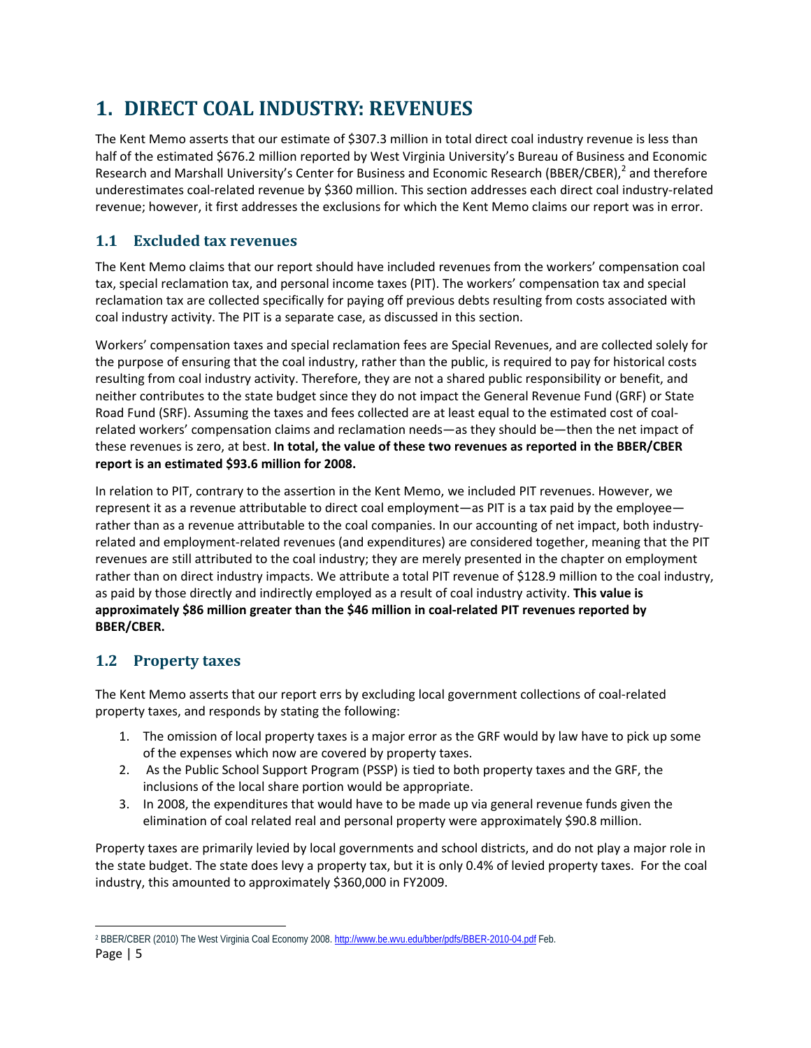# 1. DIRECT COAL INDUSTRY: REVENUES

The Kent Memo asserts that our estimate of $307.3 million in total direct coal industry revenue is less than half of the estimated $676.2 million reported by West Virginia University's Bureau of Business and Economic Research and Marshall University's Center for Business and Economic Research (BBER/CBER),[2] and therefore underestimates coal-related revenue by $360 million. This section addresses each direct coal industry-related revenue; however, it first addresses the exclusions for which the Kent Memo claims our report was in error.

## 1.1 Excluded tax revenues

The Kent Memo claims that our report should have included revenues from the workers' compensation coal tax, special reclamation tax, and personal income taxes (PIT). The workers' compensation tax and special reclamation tax are collected specifically for paying off previous debts resulting from costs associated with coal industry activity. The PIT is a separate case, as discussed in this section.

Workers' compensation taxes and special reclamation fees are Special Revenues, and are collected solely for the purpose of ensuring that the coal industry, rather than the public, is required to pay for historical costs resulting from coal industry activity. Therefore, they are not a shared public responsibility or benefit, and neither contributes to the state budget since they do not impact the General Revenue Fund (GRF) or State Road Fund (SRF). Assuming the taxes and fees collected are at least equal to the estimated cost of coal-related workers' compensation claims and reclamation needs—as they should be—then the net impact of these revenues is zero, at best. **In total, the value of these two revenues as reported in the BBER/CBER report is an estimated $93.6 million for 2008.**

In relation to PIT, contrary to the assertion in the Kent Memo, we included PIT revenues. However, we represent it as a revenue attributable to direct coal employment—as PIT is a tax paid by the employee—rather than as a revenue attributable to the coal companies. In our accounting of net impact, both industry-related and employment-related revenues (and expenditures) are considered together, meaning that the PIT revenues are still attributed to the coal industry; they are merely presented in the chapter on employment rather than on direct industry impacts. We attribute a total PIT revenue of $128.9 million to the coal industry, as paid by those directly and indirectly employed as a result of coal industry activity. **This value is approximately $86 million greater than the $46 million in coal-related PIT revenues reported by BBER/CBER.**

## 1.2 Property taxes

The Kent Memo asserts that our report errs by excluding local government collections of coal-related property taxes, and responds by stating the following:

1. The omission of local property taxes is a major error as the GRF would by law have to pick up some of the expenses which now are covered by property taxes.
2. As the Public School Support Program (PSSP) is tied to both property taxes and the GRF, the inclusions of the local share portion would be appropriate.
3. In 2008, the expenditures that would have to be made up via general revenue funds given the elimination of coal related real and personal property were approximately $90.8 million.

Property taxes are primarily levied by local governments and school districts, and do not play a major role in the state budget. The state does levy a property tax, but it is only 0.4% of levied property taxes. For the coal industry, this amounted to approximately $360,000 in FY2009.

---

[2] BBER/CBER (2010) The West Virginia Coal Economy 2008. http://www.be.wvu.edu/bber/pdfs/BBER-2010-04.pdf Feb.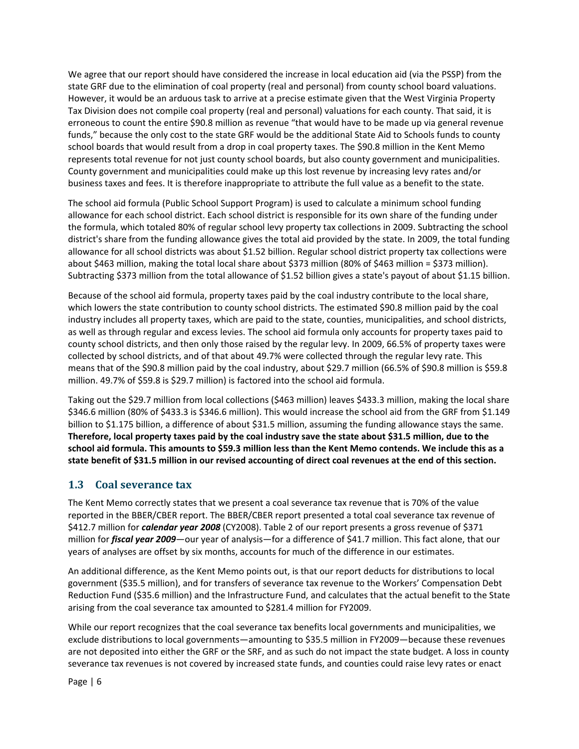We agree that our report should have considered the increase in local education aid (via the PSSP) from the state GRF due to the elimination of coal property (real and personal) from county school board valuations. However, it would be an arduous task to arrive at a precise estimate given that the West Virginia Property Tax Division does not compile coal property (real and personal) valuations for each county. That said, it is erroneous to count the entire $90.8 million as revenue "that would have to be made up via general revenue funds," because the only cost to the state GRF would be the additional State Aid to Schools funds to county school boards that would result from a drop in coal property taxes. The $90.8 million in the Kent Memo represents total revenue for not just county school boards, but also county government and municipalities. County government and municipalities could make up this lost revenue by increasing levy rates and/or business taxes and fees. It is therefore inappropriate to attribute the full value as a benefit to the state.

The school aid formula (Public School Support Program) is used to calculate a minimum school funding allowance for each school district. Each school district is responsible for its own share of the funding under the formula, which totaled 80% of regular school levy property tax collections in 2009. Subtracting the school district's share from the funding allowance gives the total aid provided by the state. In 2009, the total funding allowance for all school districts was about $1.52 billion. Regular school district property tax collections were about $463 million, making the total local share about $373 million (80% of $463 million = $373 million). Subtracting $373 million from the total allowance of $1.52 billion gives a state's payout of about $1.15 billion.

Because of the school aid formula, property taxes paid by the coal industry contribute to the local share, which lowers the state contribution to county school districts. The estimated $90.8 million paid by the coal industry includes all property taxes, which are paid to the state, counties, municipalities, and school districts, as well as through regular and excess levies. The school aid formula only accounts for property taxes paid to county school districts, and then only those raised by the regular levy. In 2009, 66.5% of property taxes were collected by school districts, and of that about 49.7% were collected through the regular levy rate. This means that of the $90.8 million paid by the coal industry, about $29.7 million (66.5% of $90.8 million is $59.8 million. 49.7% of $59.8 is $29.7 million) is factored into the school aid formula.

Taking out the $29.7 million from local collections ($463 million) leaves $433.3 million, making the local share $346.6 million (80% of $433.3 is $346.6 million). This would increase the school aid from the GRF from $1.149 billion to $1.175 billion, a difference of about $31.5 million, assuming the funding allowance stays the same. **Therefore, local property taxes paid by the coal industry save the state about $31.5 million, due to the school aid formula. This amounts to $59.3 million less than the Kent Memo contends. We include this as a state benefit of $31.5 million in our revised accounting of direct coal revenues at the end of this section.**

## 1.3 Coal severance tax

The Kent Memo correctly states that we present a coal severance tax revenue that is 70% of the value reported in the BBER/CBER report. The BBER/CBER report presented a total coal severance tax revenue of $412.7 million for ***calendar year 2008*** (CY2008). Table 2 of our report presents a gross revenue of $371 million for ***fiscal year 2009***—our year of analysis—for a difference of $41.7 million. This fact alone, that our years of analyses are offset by six months, accounts for much of the difference in our estimates.

An additional difference, as the Kent Memo points out, is that our report deducts for distributions to local government ($35.5 million), and for transfers of severance tax revenue to the Workers' Compensation Debt Reduction Fund ($35.6 million) and the Infrastructure Fund, and calculates that the actual benefit to the State arising from the coal severance tax amounted to $281.4 million for FY2009.

While our report recognizes that the coal severance tax benefits local governments and municipalities, we exclude distributions to local governments—amounting to $35.5 million in FY2009—because these revenues are not deposited into either the GRF or the SRF, and as such do not impact the state budget. A loss in county severance tax revenues is not covered by increased state funds, and counties could raise levy rates or enact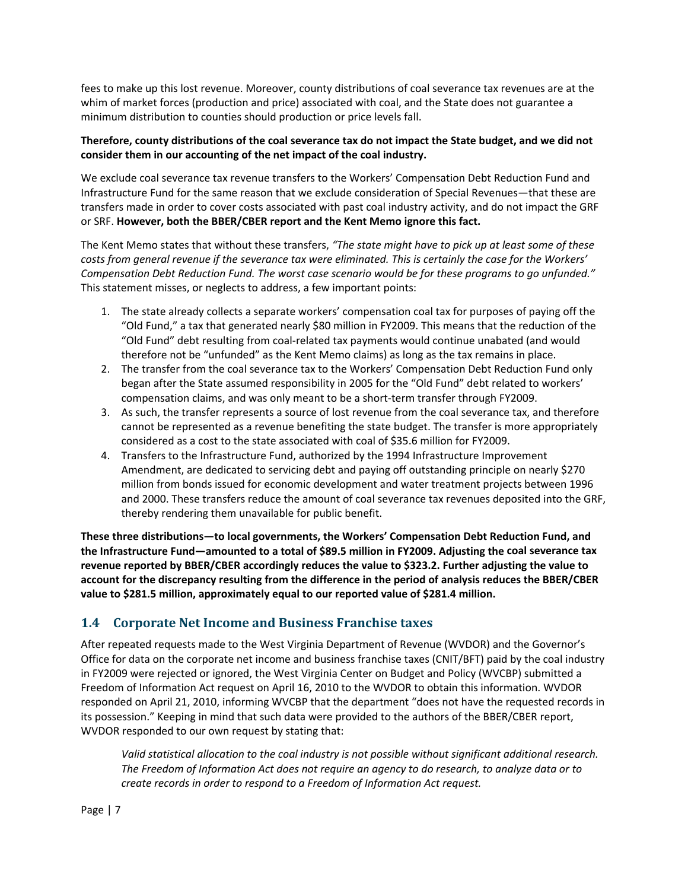fees to make up this lost revenue. Moreover, county distributions of coal severance tax revenues are at the whim of market forces (production and price) associated with coal, and the State does not guarantee a minimum distribution to counties should production or price levels fall.

**Therefore, county distributions of the coal severance tax do not impact the State budget, and we did not consider them in our accounting of the net impact of the coal industry.**

We exclude coal severance tax revenue transfers to the Workers' Compensation Debt Reduction Fund and Infrastructure Fund for the same reason that we exclude consideration of Special Revenues—that these are transfers made in order to cover costs associated with past coal industry activity, and do not impact the GRF or SRF. **However, both the BBER/CBER report and the Kent Memo ignore this fact.**

The Kent Memo states that without these transfers, *"The state might have to pick up at least some of these costs from general revenue if the severance tax were eliminated. This is certainly the case for the Workers' Compensation Debt Reduction Fund. The worst case scenario would be for these programs to go unfunded."* This statement misses, or neglects to address, a few important points:

1. The state already collects a separate workers' compensation coal tax for purposes of paying off the "Old Fund," a tax that generated nearly $80 million in FY2009. This means that the reduction of the "Old Fund" debt resulting from coal-related tax payments would continue unabated (and would therefore not be "unfunded" as the Kent Memo claims) as long as the tax remains in place.
2. The transfer from the coal severance tax to the Workers' Compensation Debt Reduction Fund only began after the State assumed responsibility in 2005 for the "Old Fund" debt related to workers' compensation claims, and was only meant to be a short-term transfer through FY2009.
3. As such, the transfer represents a source of lost revenue from the coal severance tax, and therefore cannot be represented as a revenue benefiting the state budget. The transfer is more appropriately considered as a cost to the state associated with coal of $35.6 million for FY2009.
4. Transfers to the Infrastructure Fund, authorized by the 1994 Infrastructure Improvement Amendment, are dedicated to servicing debt and paying off outstanding principle on nearly $270 million from bonds issued for economic development and water treatment projects between 1996 and 2000. These transfers reduce the amount of coal severance tax revenues deposited into the GRF, thereby rendering them unavailable for public benefit.

**These three distributions—to local governments, the Workers' Compensation Debt Reduction Fund, and the Infrastructure Fund—amounted to a total of $89.5 million in FY2009. Adjusting the coal severance tax revenue reported by BBER/CBER accordingly reduces the value to $323.2. Further adjusting the value to account for the discrepancy resulting from the difference in the period of analysis reduces the BBER/CBER value to $281.5 million, approximately equal to our reported value of $281.4 million.**

## 1.4 Corporate Net Income and Business Franchise taxes

After repeated requests made to the West Virginia Department of Revenue (WVDOR) and the Governor's Office for data on the corporate net income and business franchise taxes (CNIT/BFT) paid by the coal industry in FY2009 were rejected or ignored, the West Virginia Center on Budget and Policy (WVCBP) submitted a Freedom of Information Act request on April 16, 2010 to the WVDOR to obtain this information. WVDOR responded on April 21, 2010, informing WVCBP that the department "does not have the requested records in its possession." Keeping in mind that such data were provided to the authors of the BBER/CBER report, WVDOR responded to our own request by stating that:

> *Valid statistical allocation to the coal industry is not possible without significant additional research. The Freedom of Information Act does not require an agency to do research, to analyze data or to create records in order to respond to a Freedom of Information Act request.*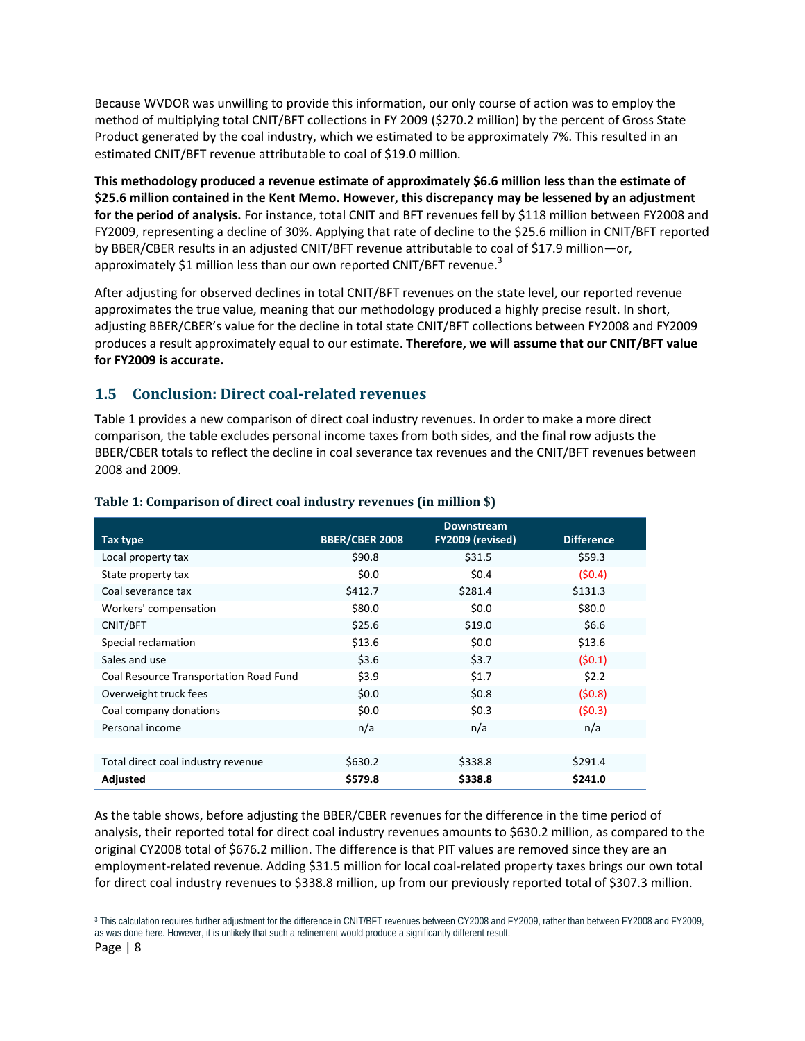Because WVDOR was unwilling to provide this information, our only course of action was to employ the method of multiplying total CNIT/BFT collections in FY 2009 ($270.2 million) by the percent of Gross State Product generated by the coal industry, which we estimated to be approximately 7%. This resulted in an estimated CNIT/BFT revenue attributable to coal of $19.0 million.

**This methodology produced a revenue estimate of approximately $6.6 million less than the estimate of $25.6 million contained in the Kent Memo. However, this discrepancy may be lessened by an adjustment for the period of analysis.** For instance, total CNIT and BFT revenues fell by $118 million between FY2008 and FY2009, representing a decline of 30%. Applying that rate of decline to the $25.6 million in CNIT/BFT reported by BBER/CBER results in an adjusted CNIT/BFT revenue attributable to coal of $17.9 million—or, approximately $1 million less than our own reported CNIT/BFT revenue.[3]

After adjusting for observed declines in total CNIT/BFT revenues on the state level, our reported revenue approximates the true value, meaning that our methodology produced a highly precise result. In short, adjusting BBER/CBER's value for the decline in total state CNIT/BFT collections between FY2008 and FY2009 produces a result approximately equal to our estimate. **Therefore, we will assume that our CNIT/BFT value for FY2009 is accurate.**

## 1.5 Conclusion: Direct coal-related revenues

Table 1 provides a new comparison of direct coal industry revenues. In order to make a more direct comparison, the table excludes personal income taxes from both sides, and the final row adjusts the BBER/CBER totals to reflect the decline in coal severance tax revenues and the CNIT/BFT revenues between 2008 and 2009.

**Table 1: Comparison of direct coal industry revenues (in million $)**

| Tax type | BBER/CBER 2008 | Downstream FY2009 (revised) | Difference |
|---|---|---|---|
| Local property tax | $90.8 | $31.5 | $59.3 |
| State property tax | $0.0 | $0.4 | ($0.4) |
| Coal severance tax | $412.7 | $281.4 | $131.3 |
| Workers' compensation | $80.0 | $0.0 | $80.0 |
| CNIT/BFT | $25.6 | $19.0 | $6.6 |
| Special reclamation | $13.6 | $0.0 | $13.6 |
| Sales and use | $3.6 | $3.7 | ($0.1) |
| Coal Resource Transportation Road Fund | $3.9 | $1.7 | $2.2 |
| Overweight truck fees | $0.0 | $0.8 | ($0.8) |
| Coal company donations | $0.0 | $0.3 | ($0.3) |
| Personal income | n/a | n/a | n/a |
| | | | |
| Total direct coal industry revenue | $630.2 | $338.8 | $291.4 |
| **Adjusted** | **$579.8** | **$338.8** | **$241.0** |

As the table shows, before adjusting the BBER/CBER revenues for the difference in the time period of analysis, their reported total for direct coal industry revenues amounts to $630.2 million, as compared to the original CY2008 total of $676.2 million. The difference is that PIT values are removed since they are an employment-related revenue. Adding $31.5 million for local coal-related property taxes brings our own total for direct coal industry revenues to $338.8 million, up from our previously reported total of $307.3 million.

[3] This calculation requires further adjustment for the difference in CNIT/BFT revenues between CY2008 and FY2009, rather than between FY2008 and FY2009, as was done here. However, it is unlikely that such a refinement would produce a significantly different result.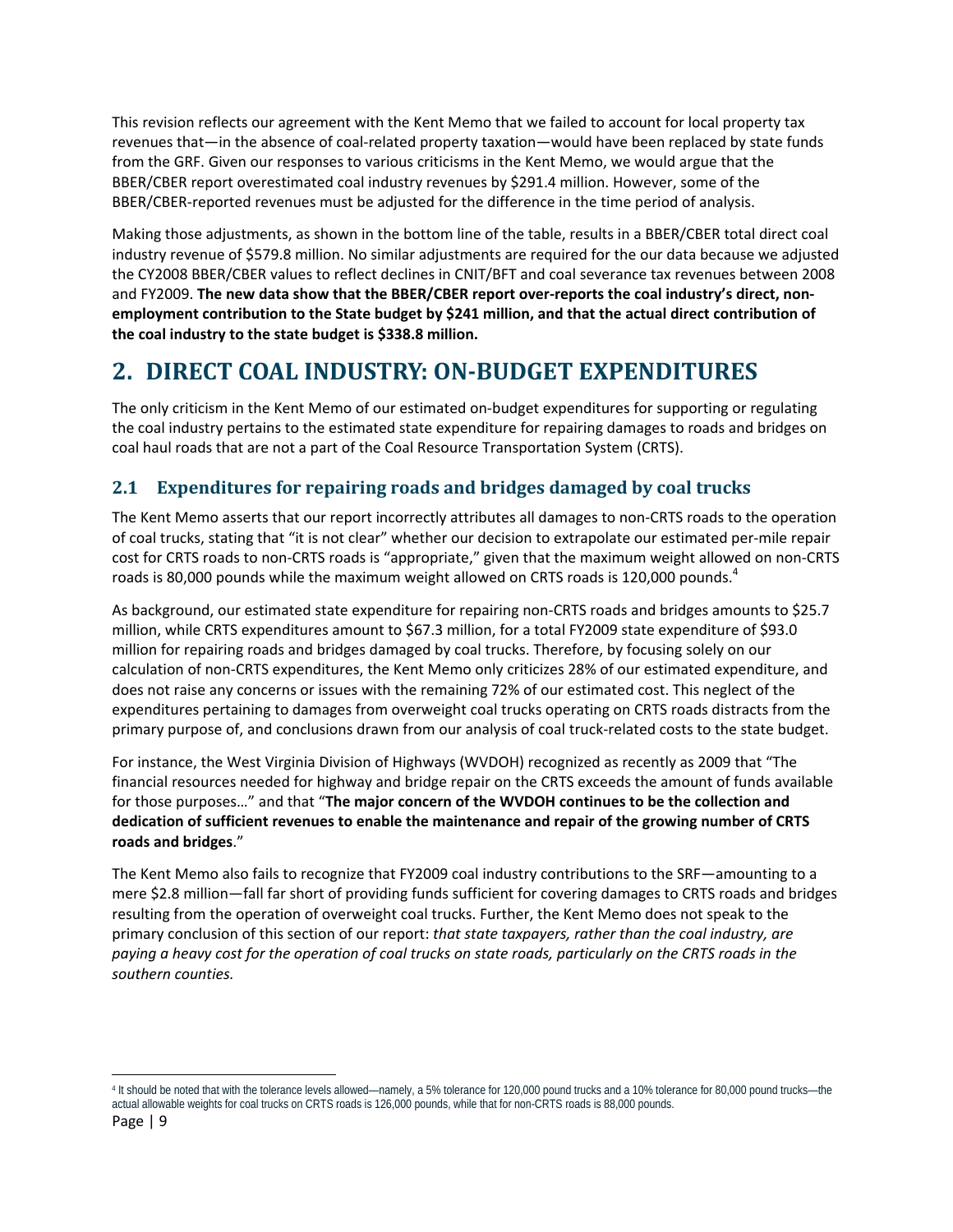This revision reflects our agreement with the Kent Memo that we failed to account for local property tax revenues that—in the absence of coal-related property taxation—would have been replaced by state funds from the GRF. Given our responses to various criticisms in the Kent Memo, we would argue that the BBER/CBER report overestimated coal industry revenues by $291.4 million. However, some of the BBER/CBER-reported revenues must be adjusted for the difference in the time period of analysis.

Making those adjustments, as shown in the bottom line of the table, results in a BBER/CBER total direct coal industry revenue of $579.8 million. No similar adjustments are required for the our data because we adjusted the CY2008 BBER/CBER values to reflect declines in CNIT/BFT and coal severance tax revenues between 2008 and FY2009. **The new data show that the BBER/CBER report over-reports the coal industry's direct, non-employment contribution to the State budget by $241 million, and that the actual direct contribution of the coal industry to the state budget is $338.8 million.**

# 2. DIRECT COAL INDUSTRY: ON-BUDGET EXPENDITURES

The only criticism in the Kent Memo of our estimated on-budget expenditures for supporting or regulating the coal industry pertains to the estimated state expenditure for repairing damages to roads and bridges on coal haul roads that are not a part of the Coal Resource Transportation System (CRTS).

## 2.1 Expenditures for repairing roads and bridges damaged by coal trucks

The Kent Memo asserts that our report incorrectly attributes all damages to non-CRTS roads to the operation of coal trucks, stating that "it is not clear" whether our decision to extrapolate our estimated per-mile repair cost for CRTS roads to non-CRTS roads is "appropriate," given that the maximum weight allowed on non-CRTS roads is 80,000 pounds while the maximum weight allowed on CRTS roads is 120,000 pounds.[4]

As background, our estimated state expenditure for repairing non-CRTS roads and bridges amounts to $25.7 million, while CRTS expenditures amount to $67.3 million, for a total FY2009 state expenditure of $93.0 million for repairing roads and bridges damaged by coal trucks. Therefore, by focusing solely on our calculation of non-CRTS expenditures, the Kent Memo only criticizes 28% of our estimated expenditure, and does not raise any concerns or issues with the remaining 72% of our estimated cost. This neglect of the expenditures pertaining to damages from overweight coal trucks operating on CRTS roads distracts from the primary purpose of, and conclusions drawn from our analysis of coal truck-related costs to the state budget.

For instance, the West Virginia Division of Highways (WVDOH) recognized as recently as 2009 that "The financial resources needed for highway and bridge repair on the CRTS exceeds the amount of funds available for those purposes…" and that "**The major concern of the WVDOH continues to be the collection and dedication of sufficient revenues to enable the maintenance and repair of the growing number of CRTS roads and bridges**."

The Kent Memo also fails to recognize that FY2009 coal industry contributions to the SRF—amounting to a mere $2.8 million—fall far short of providing funds sufficient for covering damages to CRTS roads and bridges resulting from the operation of overweight coal trucks. Further, the Kent Memo does not speak to the primary conclusion of this section of our report: *that state taxpayers, rather than the coal industry, are paying a heavy cost for the operation of coal trucks on state roads, particularly on the CRTS roads in the southern counties.*

[4] It should be noted that with the tolerance levels allowed—namely, a 5% tolerance for 120,000 pound trucks and a 10% tolerance for 80,000 pound trucks—the actual allowable weights for coal trucks on CRTS roads is 126,000 pounds, while that for non-CRTS roads is 88,000 pounds.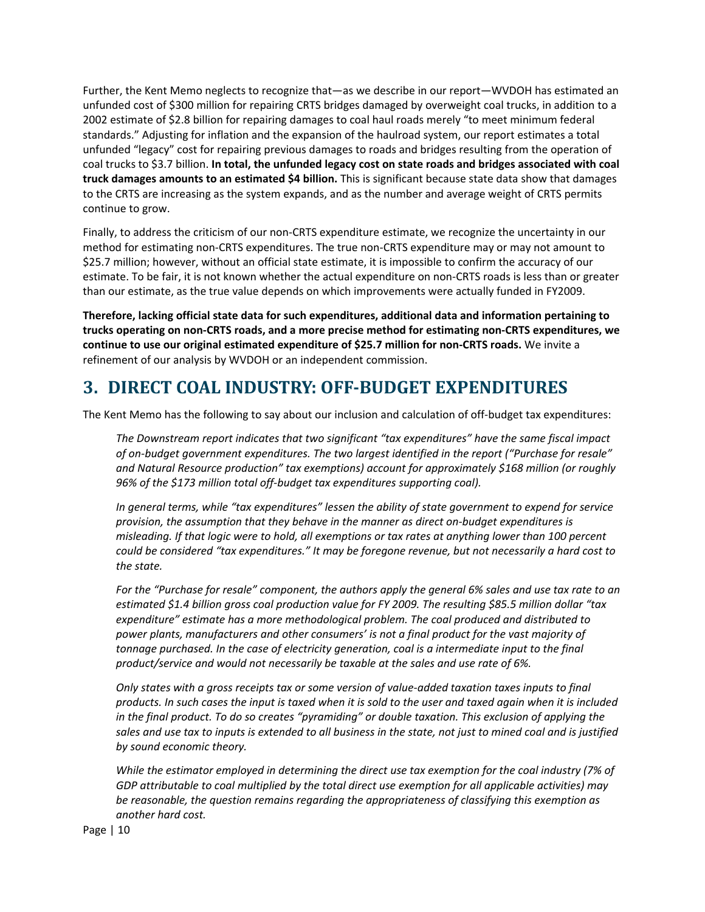Further, the Kent Memo neglects to recognize that—as we describe in our report—WVDOH has estimated an unfunded cost of $300 million for repairing CRTS bridges damaged by overweight coal trucks, in addition to a 2002 estimate of $2.8 billion for repairing damages to coal haul roads merely "to meet minimum federal standards." Adjusting for inflation and the expansion of the haulroad system, our report estimates a total unfunded "legacy" cost for repairing previous damages to roads and bridges resulting from the operation of coal trucks to $3.7 billion. **In total, the unfunded legacy cost on state roads and bridges associated with coal truck damages amounts to an estimated $4 billion.** This is significant because state data show that damages to the CRTS are increasing as the system expands, and as the number and average weight of CRTS permits continue to grow.

Finally, to address the criticism of our non-CRTS expenditure estimate, we recognize the uncertainty in our method for estimating non-CRTS expenditures. The true non-CRTS expenditure may or may not amount to $25.7 million; however, without an official state estimate, it is impossible to confirm the accuracy of our estimate. To be fair, it is not known whether the actual expenditure on non-CRTS roads is less than or greater than our estimate, as the true value depends on which improvements were actually funded in FY2009.

**Therefore, lacking official state data for such expenditures, additional data and information pertaining to trucks operating on non-CRTS roads, and a more precise method for estimating non-CRTS expenditures, we continue to use our original estimated expenditure of $25.7 million for non-CRTS roads.** We invite a refinement of our analysis by WVDOH or an independent commission.

# 3. DIRECT COAL INDUSTRY: OFF-BUDGET EXPENDITURES

The Kent Memo has the following to say about our inclusion and calculation of off-budget tax expenditures:

> *The Downstream report indicates that two significant "tax expenditures" have the same fiscal impact of on-budget government expenditures. The two largest identified in the report ("Purchase for resale" and Natural Resource production" tax exemptions) account for approximately $168 million (or roughly 96% of the $173 million total off-budget tax expenditures supporting coal).*
>
> *In general terms, while "tax expenditures" lessen the ability of state government to expend for service provision, the assumption that they behave in the manner as direct on-budget expenditures is misleading. If that logic were to hold, all exemptions or tax rates at anything lower than 100 percent could be considered "tax expenditures." It may be foregone revenue, but not necessarily a hard cost to the state.*
>
> *For the "Purchase for resale" component, the authors apply the general 6% sales and use tax rate to an estimated $1.4 billion gross coal production value for FY 2009. The resulting $85.5 million dollar "tax expenditure" estimate has a more methodological problem. The coal produced and distributed to power plants, manufacturers and other consumers' is not a final product for the vast majority of tonnage purchased. In the case of electricity generation, coal is a intermediate input to the final product/service and would not necessarily be taxable at the sales and use rate of 6%.*
>
> *Only states with a gross receipts tax or some version of value-added taxation taxes inputs to final products. In such cases the input is taxed when it is sold to the user and taxed again when it is included in the final product. To do so creates "pyramiding" or double taxation. This exclusion of applying the sales and use tax to inputs is extended to all business in the state, not just to mined coal and is justified by sound economic theory.*
>
> *While the estimator employed in determining the direct use tax exemption for the coal industry (7% of GDP attributable to coal multiplied by the total direct use exemption for all applicable activities) may be reasonable, the question remains regarding the appropriateness of classifying this exemption as another hard cost.*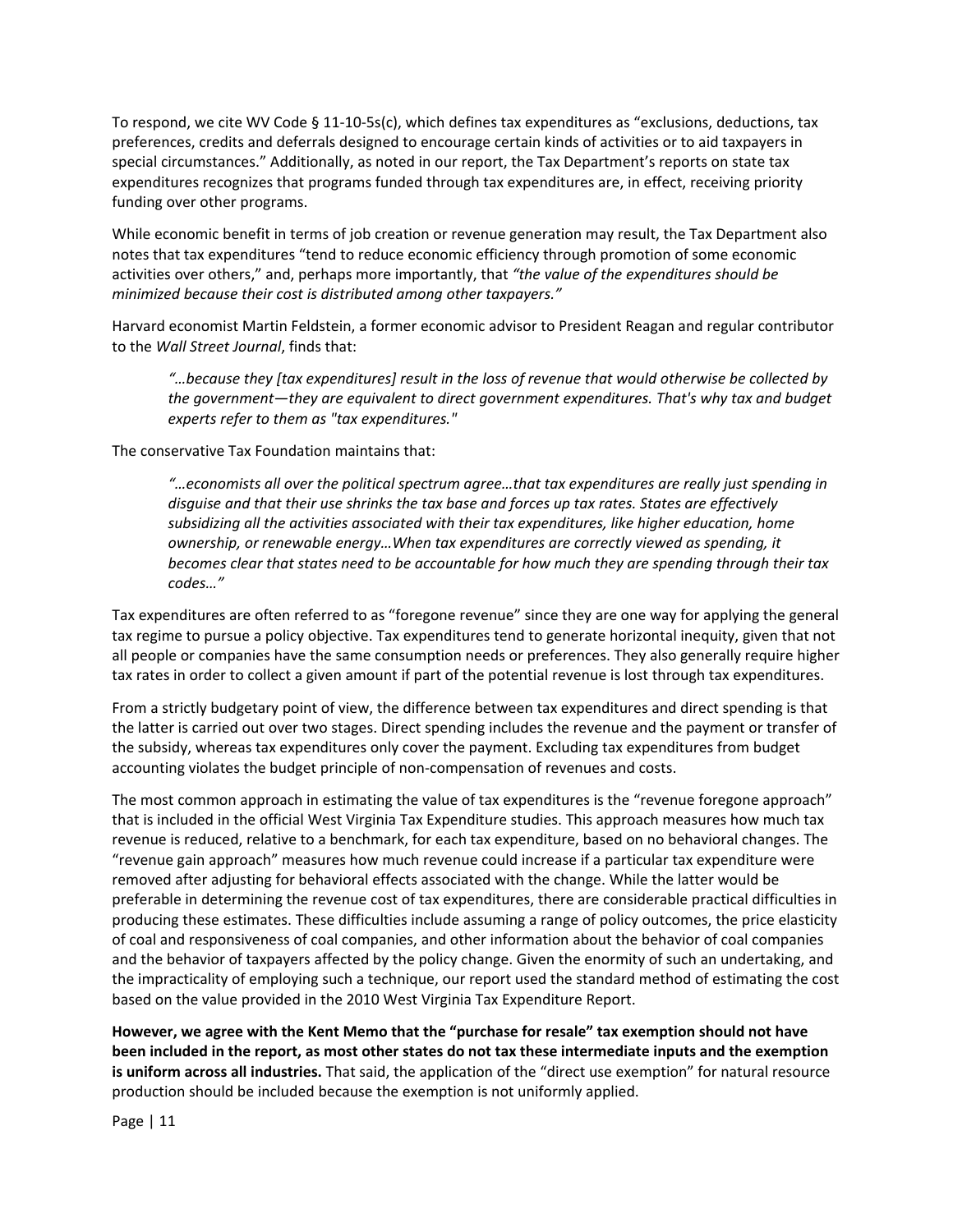To respond, we cite WV Code § 11-10-5s(c), which defines tax expenditures as "exclusions, deductions, tax preferences, credits and deferrals designed to encourage certain kinds of activities or to aid taxpayers in special circumstances." Additionally, as noted in our report, the Tax Department's reports on state tax expenditures recognizes that programs funded through tax expenditures are, in effect, receiving priority funding over other programs.

While economic benefit in terms of job creation or revenue generation may result, the Tax Department also notes that tax expenditures "tend to reduce economic efficiency through promotion of some economic activities over others," and, perhaps more importantly, that *"the value of the expenditures should be minimized because their cost is distributed among other taxpayers."*

Harvard economist Martin Feldstein, a former economic advisor to President Reagan and regular contributor to the *Wall Street Journal*, finds that:

> *"…because they [tax expenditures] result in the loss of revenue that would otherwise be collected by the government—they are equivalent to direct government expenditures. That's why tax and budget experts refer to them as "tax expenditures."*

The conservative Tax Foundation maintains that:

> *"…economists all over the political spectrum agree…that tax expenditures are really just spending in disguise and that their use shrinks the tax base and forces up tax rates. States are effectively subsidizing all the activities associated with their tax expenditures, like higher education, home ownership, or renewable energy…When tax expenditures are correctly viewed as spending, it becomes clear that states need to be accountable for how much they are spending through their tax codes…"*

Tax expenditures are often referred to as "foregone revenue" since they are one way for applying the general tax regime to pursue a policy objective. Tax expenditures tend to generate horizontal inequity, given that not all people or companies have the same consumption needs or preferences. They also generally require higher tax rates in order to collect a given amount if part of the potential revenue is lost through tax expenditures.

From a strictly budgetary point of view, the difference between tax expenditures and direct spending is that the latter is carried out over two stages. Direct spending includes the revenue and the payment or transfer of the subsidy, whereas tax expenditures only cover the payment. Excluding tax expenditures from budget accounting violates the budget principle of non-compensation of revenues and costs.

The most common approach in estimating the value of tax expenditures is the "revenue foregone approach" that is included in the official West Virginia Tax Expenditure studies. This approach measures how much tax revenue is reduced, relative to a benchmark, for each tax expenditure, based on no behavioral changes. The "revenue gain approach" measures how much revenue could increase if a particular tax expenditure were removed after adjusting for behavioral effects associated with the change. While the latter would be preferable in determining the revenue cost of tax expenditures, there are considerable practical difficulties in producing these estimates. These difficulties include assuming a range of policy outcomes, the price elasticity of coal and responsiveness of coal companies, and other information about the behavior of coal companies and the behavior of taxpayers affected by the policy change. Given the enormity of such an undertaking, and the impracticality of employing such a technique, our report used the standard method of estimating the cost based on the value provided in the 2010 West Virginia Tax Expenditure Report.

**However, we agree with the Kent Memo that the "purchase for resale" tax exemption should not have been included in the report, as most other states do not tax these intermediate inputs and the exemption is uniform across all industries.** That said, the application of the "direct use exemption" for natural resource production should be included because the exemption is not uniformly applied.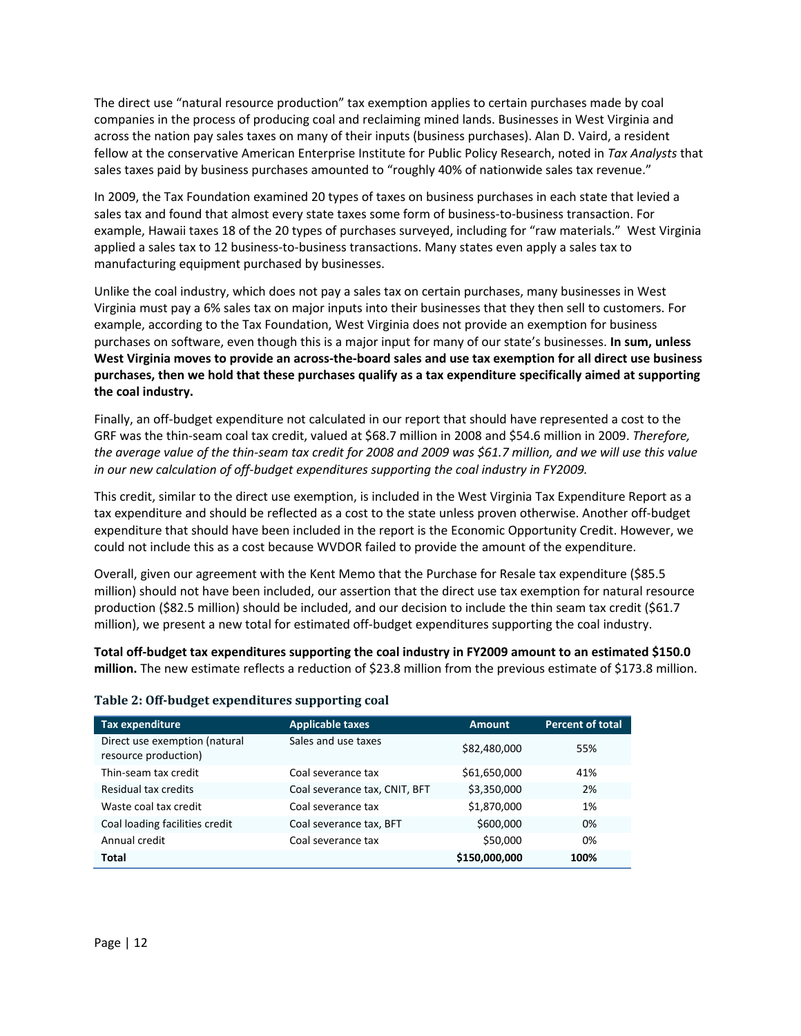The direct use "natural resource production" tax exemption applies to certain purchases made by coal companies in the process of producing coal and reclaiming mined lands. Businesses in West Virginia and across the nation pay sales taxes on many of their inputs (business purchases). Alan D. Vaird, a resident fellow at the conservative American Enterprise Institute for Public Policy Research, noted in *Tax Analysts* that sales taxes paid by business purchases amounted to "roughly 40% of nationwide sales tax revenue."

In 2009, the Tax Foundation examined 20 types of taxes on business purchases in each state that levied a sales tax and found that almost every state taxes some form of business-to-business transaction. For example, Hawaii taxes 18 of the 20 types of purchases surveyed, including for "raw materials." West Virginia applied a sales tax to 12 business-to-business transactions. Many states even apply a sales tax to manufacturing equipment purchased by businesses.

Unlike the coal industry, which does not pay a sales tax on certain purchases, many businesses in West Virginia must pay a 6% sales tax on major inputs into their businesses that they then sell to customers. For example, according to the Tax Foundation, West Virginia does not provide an exemption for business purchases on software, even though this is a major input for many of our state's businesses. **In sum, unless West Virginia moves to provide an across-the-board sales and use tax exemption for all direct use business purchases, then we hold that these purchases qualify as a tax expenditure specifically aimed at supporting the coal industry.**

Finally, an off-budget expenditure not calculated in our report that should have represented a cost to the GRF was the thin-seam coal tax credit, valued at $68.7 million in 2008 and $54.6 million in 2009. *Therefore, the average value of the thin-seam tax credit for 2008 and 2009 was $61.7 million, and we will use this value in our new calculation of off-budget expenditures supporting the coal industry in FY2009.*

This credit, similar to the direct use exemption, is included in the West Virginia Tax Expenditure Report as a tax expenditure and should be reflected as a cost to the state unless proven otherwise. Another off-budget expenditure that should have been included in the report is the Economic Opportunity Credit. However, we could not include this as a cost because WVDOR failed to provide the amount of the expenditure.

Overall, given our agreement with the Kent Memo that the Purchase for Resale tax expenditure ($85.5 million) should not have been included, our assertion that the direct use tax exemption for natural resource production ($82.5 million) should be included, and our decision to include the thin seam tax credit ($61.7 million), we present a new total for estimated off-budget expenditures supporting the coal industry.

**Total off-budget tax expenditures supporting the coal industry in FY2009 amount to an estimated $150.0 million.** The new estimate reflects a reduction of $23.8 million from the previous estimate of $173.8 million.

### Table 2: Off-budget expenditures supporting coal

| Tax expenditure | Applicable taxes | Amount | Percent of total |
|---|---|---|---|
| Direct use exemption (natural resource production) | Sales and use taxes | $82,480,000 | 55% |
| Thin-seam tax credit | Coal severance tax | $61,650,000 | 41% |
| Residual tax credits | Coal severance tax, CNIT, BFT | $3,350,000 | 2% |
| Waste coal tax credit | Coal severance tax | $1,870,000 | 1% |
| Coal loading facilities credit | Coal severance tax, BFT | $600,000 | 0% |
| Annual credit | Coal severance tax | $50,000 | 0% |
| **Total** | | **$150,000,000** | **100%** |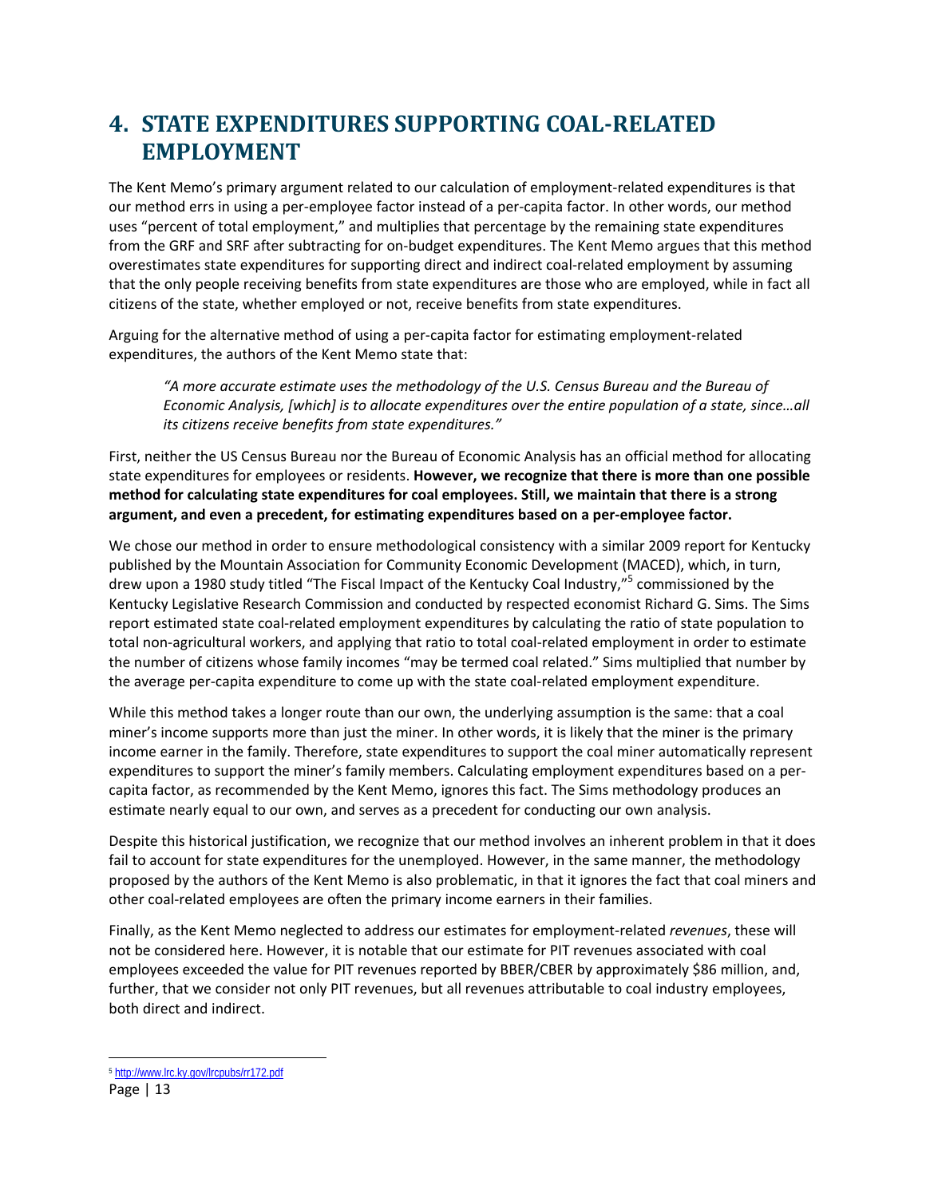# 4. STATE EXPENDITURES SUPPORTING COAL-RELATED EMPLOYMENT

The Kent Memo's primary argument related to our calculation of employment-related expenditures is that our method errs in using a per-employee factor instead of a per-capita factor. In other words, our method uses "percent of total employment," and multiplies that percentage by the remaining state expenditures from the GRF and SRF after subtracting for on-budget expenditures. The Kent Memo argues that this method overestimates state expenditures for supporting direct and indirect coal-related employment by assuming that the only people receiving benefits from state expenditures are those who are employed, while in fact all citizens of the state, whether employed or not, receive benefits from state expenditures.

Arguing for the alternative method of using a per-capita factor for estimating employment-related expenditures, the authors of the Kent Memo state that:

> *"A more accurate estimate uses the methodology of the U.S. Census Bureau and the Bureau of Economic Analysis, [which] is to allocate expenditures over the entire population of a state, since…all its citizens receive benefits from state expenditures."*

First, neither the US Census Bureau nor the Bureau of Economic Analysis has an official method for allocating state expenditures for employees or residents. **However, we recognize that there is more than one possible method for calculating state expenditures for coal employees. Still, we maintain that there is a strong argument, and even a precedent, for estimating expenditures based on a per-employee factor.**

We chose our method in order to ensure methodological consistency with a similar 2009 report for Kentucky published by the Mountain Association for Community Economic Development (MACED), which, in turn, drew upon a 1980 study titled "The Fiscal Impact of the Kentucky Coal Industry,"[5] commissioned by the Kentucky Legislative Research Commission and conducted by respected economist Richard G. Sims. The Sims report estimated state coal-related employment expenditures by calculating the ratio of state population to total non-agricultural workers, and applying that ratio to total coal-related employment in order to estimate the number of citizens whose family incomes "may be termed coal related." Sims multiplied that number by the average per-capita expenditure to come up with the state coal-related employment expenditure.

While this method takes a longer route than our own, the underlying assumption is the same: that a coal miner's income supports more than just the miner. In other words, it is likely that the miner is the primary income earner in the family. Therefore, state expenditures to support the coal miner automatically represent expenditures to support the miner's family members. Calculating employment expenditures based on a per-capita factor, as recommended by the Kent Memo, ignores this fact. The Sims methodology produces an estimate nearly equal to our own, and serves as a precedent for conducting our own analysis.

Despite this historical justification, we recognize that our method involves an inherent problem in that it does fail to account for state expenditures for the unemployed. However, in the same manner, the methodology proposed by the authors of the Kent Memo is also problematic, in that it ignores the fact that coal miners and other coal-related employees are often the primary income earners in their families.

Finally, as the Kent Memo neglected to address our estimates for employment-related *revenues*, these will not be considered here. However, it is notable that our estimate for PIT revenues associated with coal employees exceeded the value for PIT revenues reported by BBER/CBER by approximately $86 million, and, further, that we consider not only PIT revenues, but all revenues attributable to coal industry employees, both direct and indirect.

---

[5] http://www.lrc.ky.gov/lrcpubs/rr172.pdf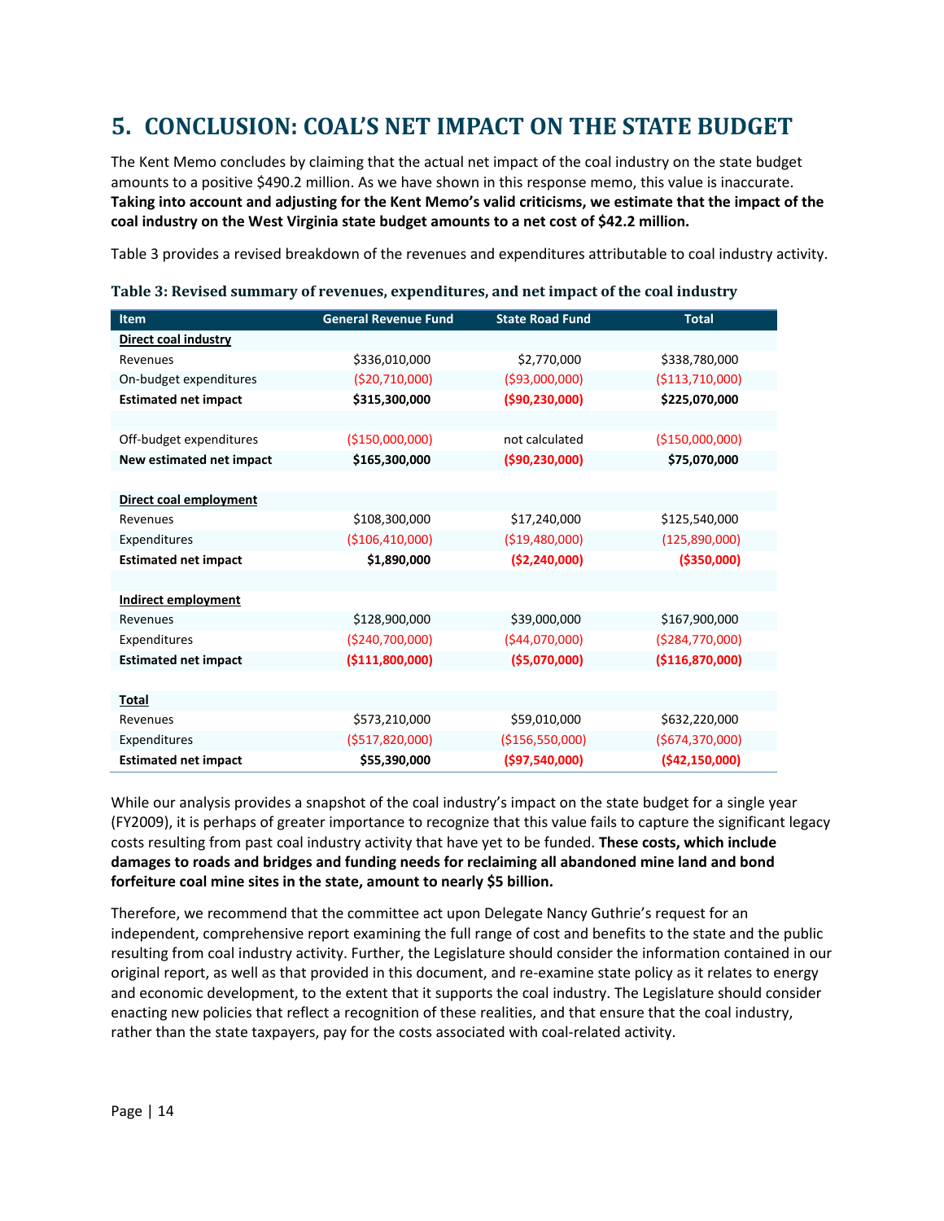# 5. CONCLUSION: COAL'S NET IMPACT ON THE STATE BUDGET

The Kent Memo concludes by claiming that the actual net impact of the coal industry on the state budget amounts to a positive $490.2 million. As we have shown in this response memo, this value is inaccurate. **Taking into account and adjusting for the Kent Memo's valid criticisms, we estimate that the impact of the coal industry on the West Virginia state budget amounts to a net cost of $42.2 million.**

Table 3 provides a revised breakdown of the revenues and expenditures attributable to coal industry activity.

**Table 3: Revised summary of revenues, expenditures, and net impact of the coal industry**

| Item | General Revenue Fund | State Road Fund | Total |
|---|---|---|---|
| **Direct coal industry** | | | |
| Revenues | $336,010,000 | $2,770,000 | $338,780,000 |
| On-budget expenditures | ($20,710,000) | ($93,000,000) | ($113,710,000) |
| **Estimated net impact** | **$315,300,000** | **($90,230,000)** | **$225,070,000** |
| | | | |
| Off-budget expenditures | ($150,000,000) | not calculated | ($150,000,000) |
| **New estimated net impact** | **$165,300,000** | **($90,230,000)** | **$75,070,000** |
| | | | |
| **Direct coal employment** | | | |
| Revenues | $108,300,000 | $17,240,000 | $125,540,000 |
| Expenditures | ($106,410,000) | ($19,480,000) | (125,890,000) |
| **Estimated net impact** | **$1,890,000** | **($2,240,000)** | **($350,000)** |
| | | | |
| **Indirect employment** | | | |
| Revenues | $128,900,000 | $39,000,000 | $167,900,000 |
| Expenditures | ($240,700,000) | ($44,070,000) | ($284,770,000) |
| **Estimated net impact** | **($111,800,000)** | **($5,070,000)** | **($116,870,000)** |
| | | | |
| **Total** | | | |
| Revenues | $573,210,000 | $59,010,000 | $632,220,000 |
| Expenditures | ($517,820,000) | ($156,550,000) | ($674,370,000) |
| **Estimated net impact** | **$55,390,000** | **($97,540,000)** | **($42,150,000)** |

While our analysis provides a snapshot of the coal industry's impact on the state budget for a single year (FY2009), it is perhaps of greater importance to recognize that this value fails to capture the significant legacy costs resulting from past coal industry activity that have yet to be funded. **These costs, which include damages to roads and bridges and funding needs for reclaiming all abandoned mine land and bond forfeiture coal mine sites in the state, amount to nearly $5 billion.**

Therefore, we recommend that the committee act upon Delegate Nancy Guthrie's request for an independent, comprehensive report examining the full range of cost and benefits to the state and the public resulting from coal industry activity. Further, the Legislature should consider the information contained in our original report, as well as that provided in this document, and re-examine state policy as it relates to energy and economic development, to the extent that it supports the coal industry. The Legislature should consider enacting new policies that reflect a recognition of these realities, and that ensure that the coal industry, rather than the state taxpayers, pay for the costs associated with coal-related activity.